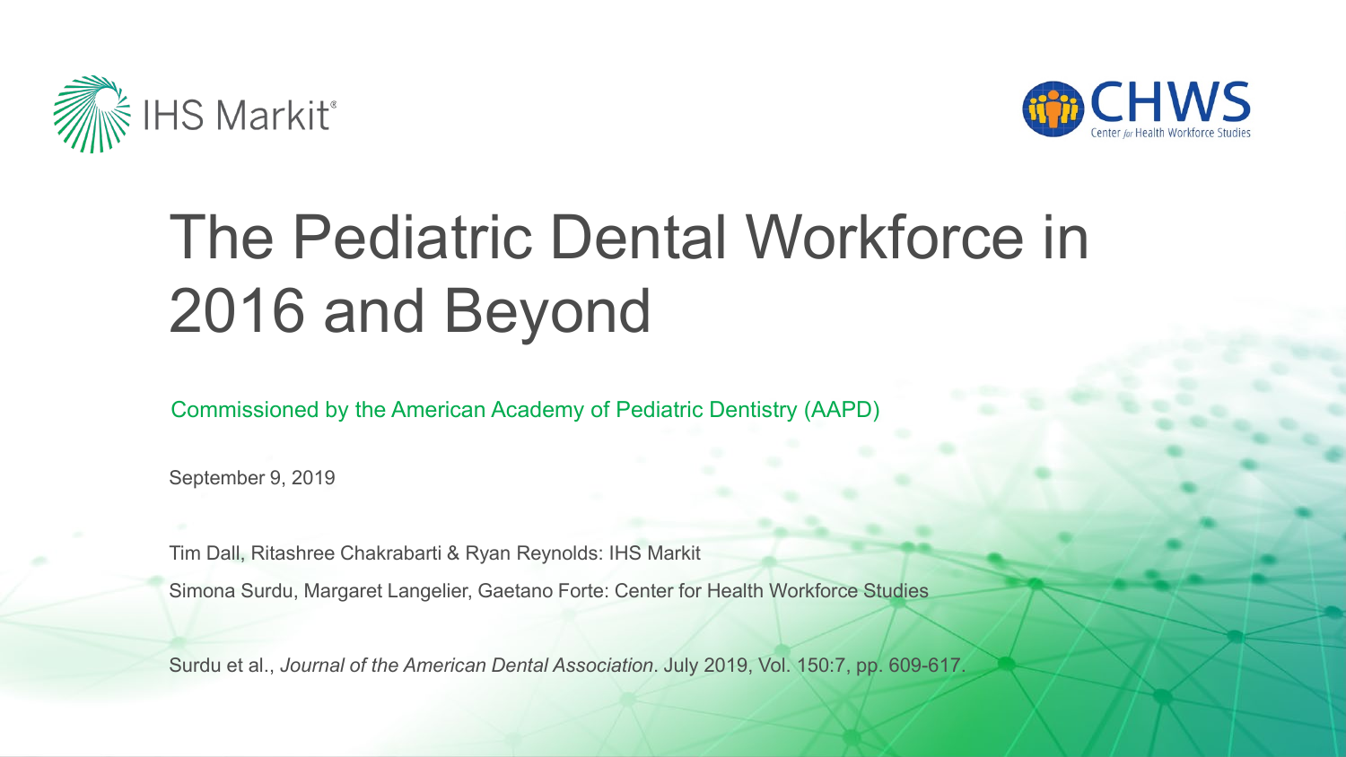IHS Markit

CHWS Center for Health Workforce Studies

# The Pediatric Dental Workforce in 2016 and Beyond

Commissioned by the American Academy of Pediatric Dentistry (AAPD)

September 9, 2019

Tim Dall, Ritashree Chakrabarti & Ryan Reynolds: IHS Markit

Simona Surdu, Margaret Langelier, Gaetano Forte: Center for Health Workforce Studies

Surdu et al., *Journal of the American Dental Association*. July 2019, Vol. 150:7, pp. 609-617.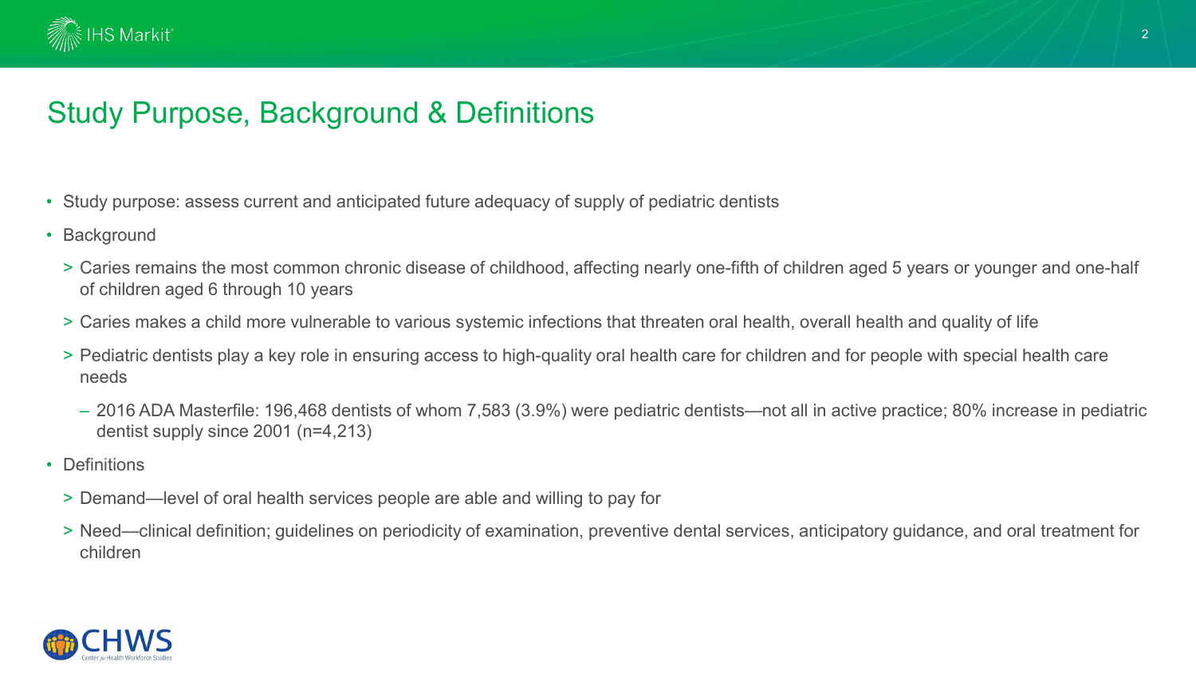## Study Purpose, Background & Definitions

- Study purpose: assess current and anticipated future adequacy of supply of pediatric dentists
- Background
  - Caries remains the most common chronic disease of childhood, affecting nearly one-fifth of children aged 5 years or younger and one-half of children aged 6 through 10 years
  - Caries makes a child more vulnerable to various systemic infections that threaten oral health, overall health and quality of life
  - Pediatric dentists play a key role in ensuring access to high-quality oral health care for children and for people with special health care needs
    - 2016 ADA Masterfile: 196,468 dentists of whom 7,583 (3.9%) were pediatric dentists—not all in active practice; 80% increase in pediatric dentist supply since 2001 (n=4,213)
- Definitions
  - Demand—level of oral health services people are able and willing to pay for
  - Need—clinical definition; guidelines on periodicity of examination, preventive dental services, anticipatory guidance, and oral treatment for children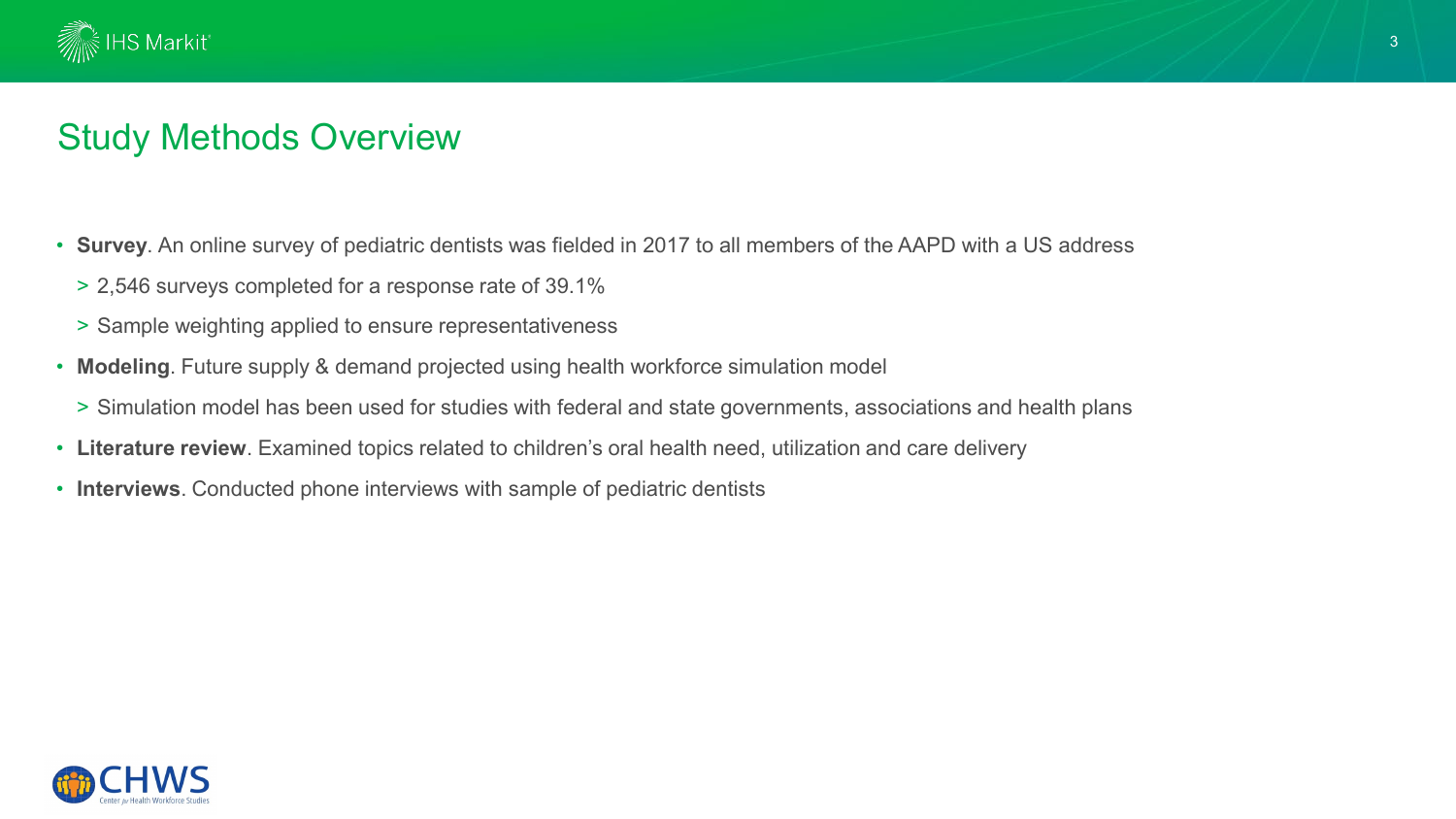## Study Methods Overview

- **Survey**. An online survey of pediatric dentists was fielded in 2017 to all members of the AAPD with a US address
  - 2,546 surveys completed for a response rate of 39.1%
  - Sample weighting applied to ensure representativeness
- **Modeling**. Future supply & demand projected using health workforce simulation model
  - Simulation model has been used for studies with federal and state governments, associations and health plans
- **Literature review**. Examined topics related to children's oral health need, utilization and care delivery
- **Interviews**. Conducted phone interviews with sample of pediatric dentists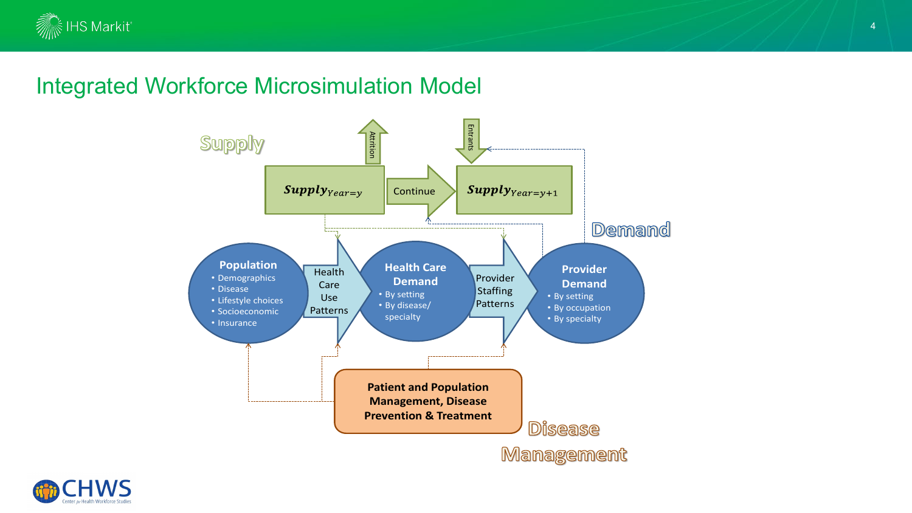# Integrated Workforce Microsimulation Model

Supply

Attrition

Entrants

$\boldsymbol{Supply}_{Year=y}$

Continue

$\boldsymbol{Supply}_{Year=y+1}$

Demand

**Population**
- Demographics
- Disease
- Lifestyle choices
- Socioeconomic
- Insurance

Health Care Use Patterns

**Health Care Demand**
- By setting
- By disease/ specialty

Provider Staffing Patterns

**Provider Demand**
- By setting
- By occupation
- By specialty

**Patient and Population Management, Disease Prevention & Treatment**

Disease Management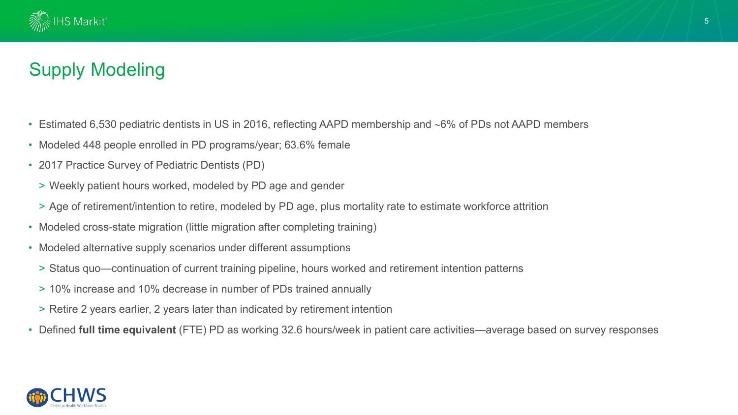## Supply Modeling

- Estimated 6,530 pediatric dentists in US in 2016, reflecting AAPD membership and ~6% of PDs not AAPD members
- Modeled 448 people enrolled in PD programs/year; 63.6% female
- 2017 Practice Survey of Pediatric Dentists (PD)
  - Weekly patient hours worked, modeled by PD age and gender
  - Age of retirement/intention to retire, modeled by PD age, plus mortality rate to estimate workforce attrition
- Modeled cross-state migration (little migration after completing training)
- Modeled alternative supply scenarios under different assumptions
  - Status quo—continuation of current training pipeline, hours worked and retirement intention patterns
  - 10% increase and 10% decrease in number of PDs trained annually
  - Retire 2 years earlier, 2 years later than indicated by retirement intention
- Defined **full time equivalent** (FTE) PD as working 32.6 hours/week in patient care activities—average based on survey responses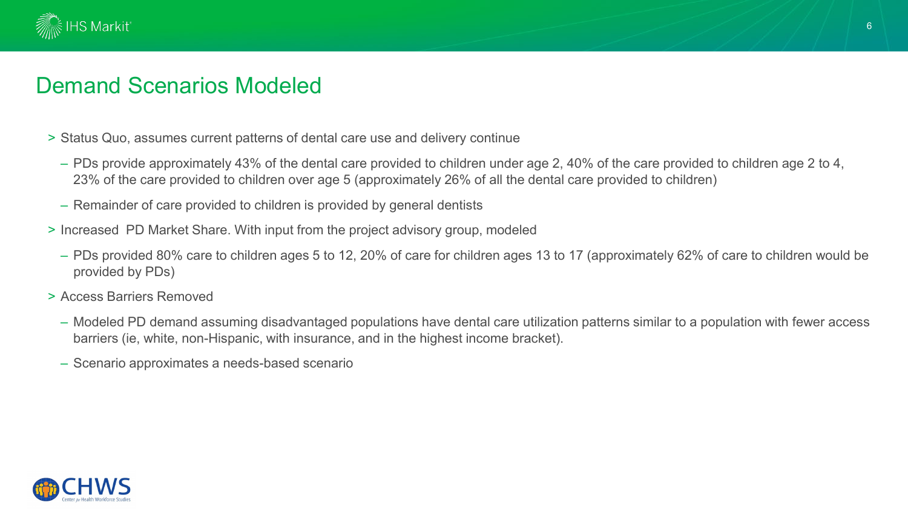## Demand Scenarios Modeled

- Status Quo, assumes current patterns of dental care use and delivery continue
  - PDs provide approximately 43% of the dental care provided to children under age 2, 40% of the care provided to children age 2 to 4, 23% of the care provided to children over age 5 (approximately 26% of all the dental care provided to children)
  - Remainder of care provided to children is provided by general dentists
- Increased PD Market Share. With input from the project advisory group, modeled
  - PDs provided 80% care to children ages 5 to 12, 20% of care for children ages 13 to 17 (approximately 62% of care to children would be provided by PDs)
- Access Barriers Removed
  - Modeled PD demand assuming disadvantaged populations have dental care utilization patterns similar to a population with fewer access barriers (ie, white, non-Hispanic, with insurance, and in the highest income bracket).
  - Scenario approximates a needs-based scenario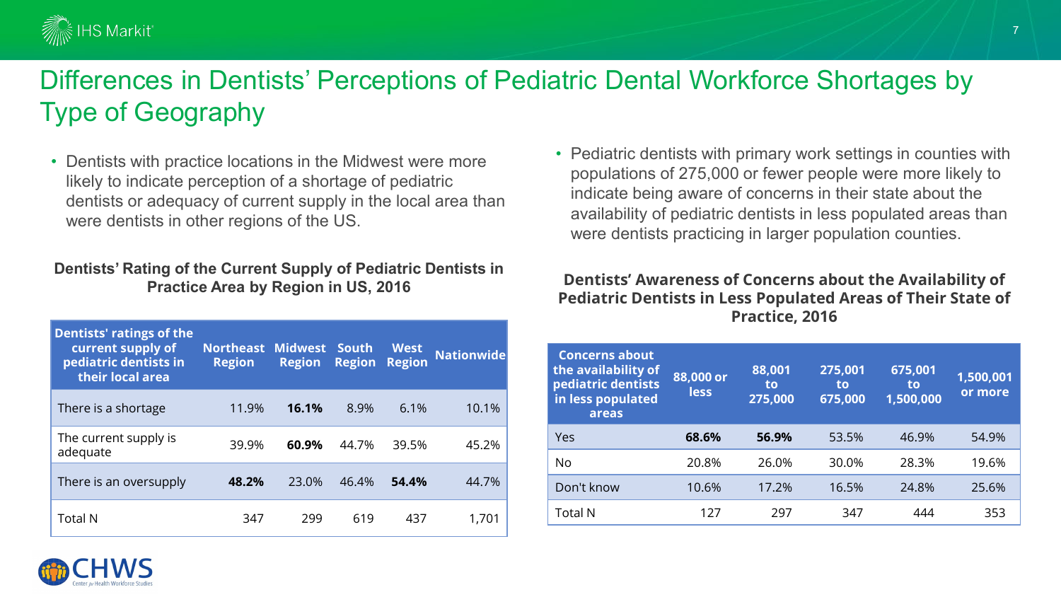# Differences in Dentists' Perceptions of Pediatric Dental Workforce Shortages by Type of Geography

- Dentists with practice locations in the Midwest were more likely to indicate perception of a shortage of pediatric dentists or adequacy of current supply in the local area than were dentists in other regions of the US.

**Dentists' Rating of the Current Supply of Pediatric Dentists in Practice Area by Region in US, 2016**

| Dentists' ratings of the current supply of pediatric dentists in their local area | Northeast Region | Midwest Region | South Region | West Region | Nationwide |
|---|---|---|---|---|---|
| There is a shortage | 11.9% | **16.1%** | 8.9% | 6.1% | 10.1% |
| The current supply is adequate | 39.9% | **60.9%** | 44.7% | 39.5% | 45.2% |
| There is an oversupply | **48.2%** | 23.0% | 46.4% | **54.4%** | 44.7% |
| Total N | 347 | 299 | 619 | 437 | 1,701 |

- Pediatric dentists with primary work settings in counties with populations of 275,000 or fewer people were more likely to indicate being aware of concerns in their state about the availability of pediatric dentists in less populated areas than were dentists practicing in larger population counties.

**Dentists' Awareness of Concerns about the Availability of Pediatric Dentists in Less Populated Areas of Their State of Practice, 2016**

| Concerns about the availability of pediatric dentists in less populated areas | 88,000 or less | 88,001 to 275,000 | 275,001 to 675,000 | 675,001 to 1,500,000 | 1,500,001 or more |
|---|---|---|---|---|---|
| Yes | **68.6%** | **56.9%** | 53.5% | 46.9% | 54.9% |
| No | 20.8% | 26.0% | 30.0% | 28.3% | 19.6% |
| Don't know | 10.6% | 17.2% | 16.5% | 24.8% | 25.6% |
| Total N | 127 | 297 | 347 | 444 | 353 |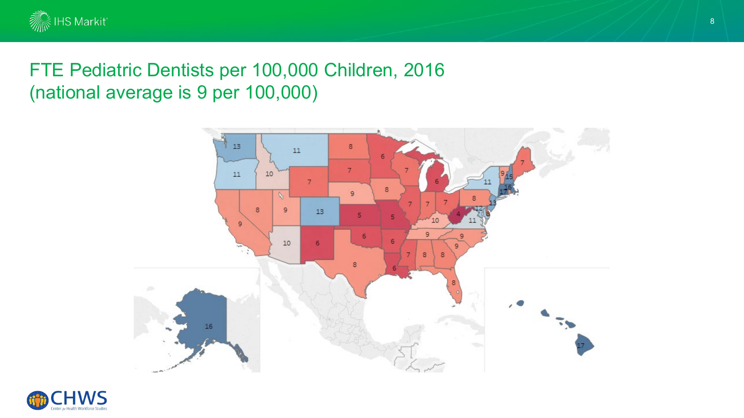# FTE Pediatric Dentists per 100,000 Children, 2016
(national average is 9 per 100,000)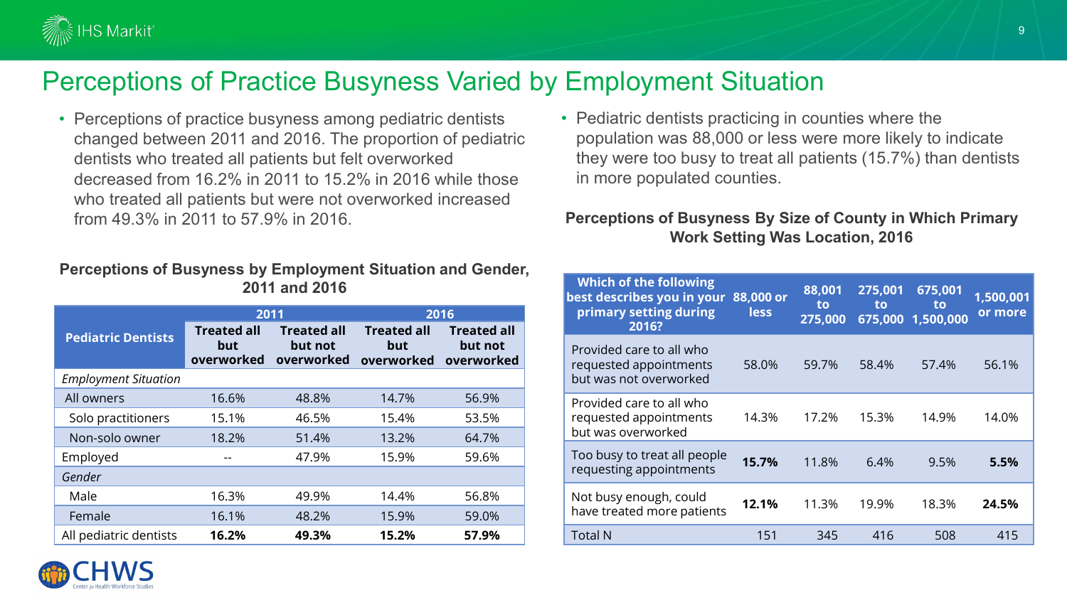# Perceptions of Practice Busyness Varied by Employment Situation

- Perceptions of practice busyness among pediatric dentists changed between 2011 and 2016. The proportion of pediatric dentists who treated all patients but felt overworked decreased from 16.2% in 2011 to 15.2% in 2016 while those who treated all patients but were not overworked increased from 49.3% in 2011 to 57.9% in 2016.

**Perceptions of Busyness by Employment Situation and Gender, 2011 and 2016**

| Pediatric Dentists | 2011 | | 2016 | |
|---|---|---|---|---|
| | Treated all but overworked | Treated all but not overworked | Treated all but overworked | Treated all but not overworked |
| *Employment Situation* | | | | |
| All owners | 16.6% | 48.8% | 14.7% | 56.9% |
| Solo practitioners | 15.1% | 46.5% | 15.4% | 53.5% |
| Non-solo owner | 18.2% | 51.4% | 13.2% | 64.7% |
| Employed | -- | 47.9% | 15.9% | 59.6% |
| *Gender* | | | | |
| Male | 16.3% | 49.9% | 14.4% | 56.8% |
| Female | 16.1% | 48.2% | 15.9% | 59.0% |
| All pediatric dentists | **16.2%** | **49.3%** | **15.2%** | **57.9%** |

- Pediatric dentists practicing in counties where the population was 88,000 or less were more likely to indicate they were too busy to treat all patients (15.7%) than dentists in more populated counties.

**Perceptions of Busyness By Size of County in Which Primary Work Setting Was Location, 2016**

| Which of the following best describes you in your primary setting during 2016? | 88,000 or less | 88,001 to 275,000 | 275,001 to 675,000 | 675,001 to 1,500,000 | 1,500,001 or more |
|---|---|---|---|---|---|
| Provided care to all who requested appointments but was not overworked | 58.0% | 59.7% | 58.4% | 57.4% | 56.1% |
| Provided care to all who requested appointments but was overworked | 14.3% | 17.2% | 15.3% | 14.9% | 14.0% |
| Too busy to treat all people requesting appointments | **15.7%** | 11.8% | 6.4% | 9.5% | **5.5%** |
| Not busy enough, could have treated more patients | **12.1%** | 11.3% | 19.9% | 18.3% | **24.5%** |
| Total N | 151 | 345 | 416 | 508 | 415 |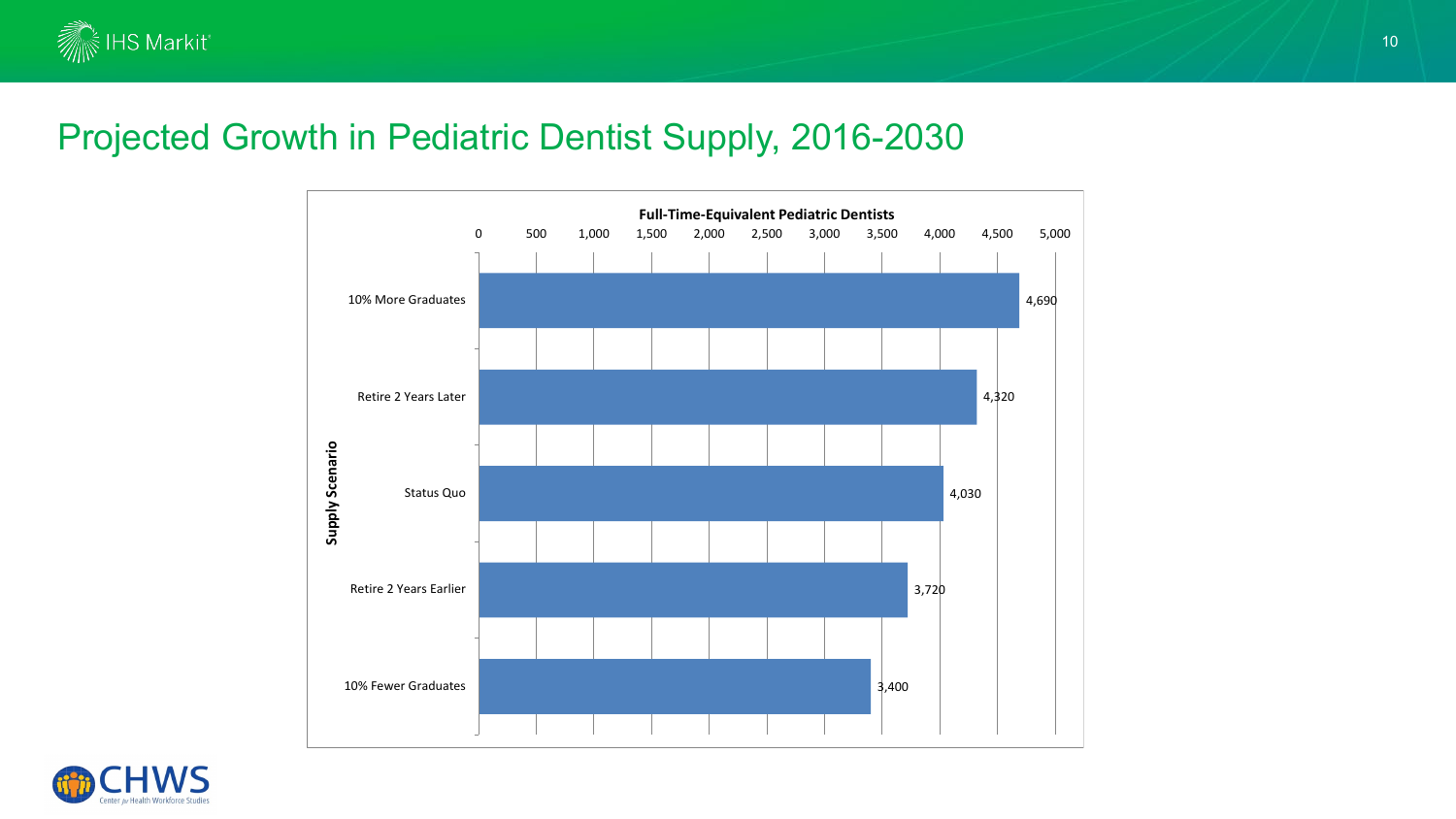# Projected Growth in Pediatric Dentist Supply, 2016-2030

**Full-Time-Equivalent Pediatric Dentists**

| Supply Scenario | Full-Time-Equivalent Pediatric Dentists |
| --- | --- |
| 10% More Graduates | 4,690 |
| Retire 2 Years Later | 4,320 |
| Status Quo | 4,030 |
| Retire 2 Years Earlier | 3,720 |
| 10% Fewer Graduates | 3,400 |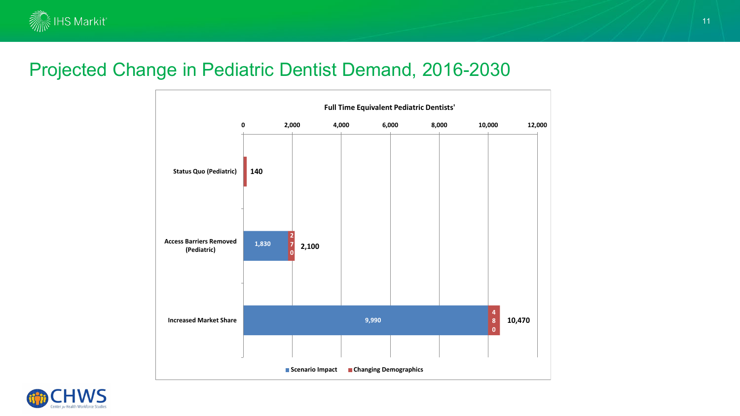# Projected Change in Pediatric Dentist Demand, 2016-2030

**Full Time Equivalent Pediatric Dentists'**

| | Scenario Impact | Changing Demographics | Total |
|---|---|---|---|
| Status Quo (Pediatric) | | 140 | 140 |
| Access Barriers Removed (Pediatric) | 1,830 | 270 | 2,100 |
| Increased Market Share | 9,990 | 480 | 10,470 |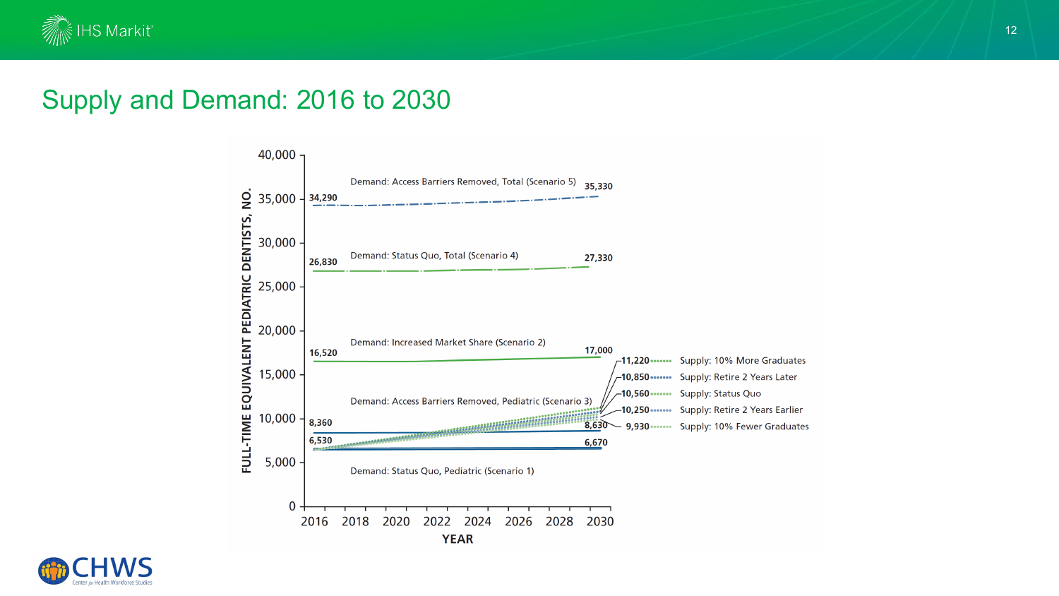## Supply and Demand: 2016 to 2030

FULL-TIME EQUIVALENT PEDIATRIC DENTISTS, NO.

| Series | 2016 | 2030 |
| --- | --- | --- |
| Demand: Access Barriers Removed, Total (Scenario 5) | 34,290 | 35,330 |
| Demand: Status Quo, Total (Scenario 4) | 26,830 | 27,330 |
| Demand: Increased Market Share (Scenario 2) | 16,520 | 17,000 |
| Demand: Access Barriers Removed, Pediatric (Scenario 3) | 8,360 | 8,630 |
| Demand: Status Quo, Pediatric (Scenario 1) | 6,530 | 6,670 |
| Supply: 10% More Graduates | | 11,220 |
| Supply: Retire 2 Years Later | | 10,850 |
| Supply: Status Quo | | 10,560 |
| Supply: Retire 2 Years Earlier | | 10,250 |
| Supply: 10% Fewer Graduates | | 9,930 |

YEAR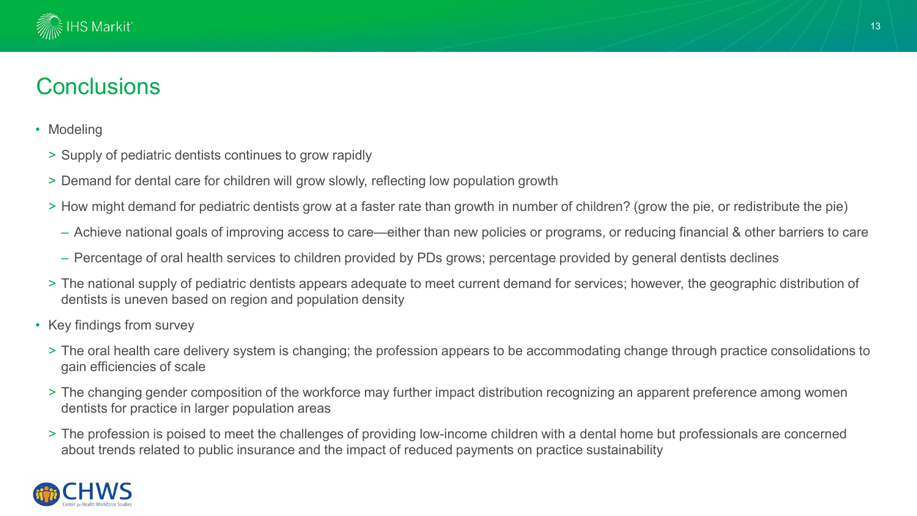# Conclusions

- Modeling
  - Supply of pediatric dentists continues to grow rapidly
  - Demand for dental care for children will grow slowly, reflecting low population growth
  - How might demand for pediatric dentists grow at a faster rate than growth in number of children? (grow the pie, or redistribute the pie)
    - Achieve national goals of improving access to care—either than new policies or programs, or reducing financial & other barriers to care
    - Percentage of oral health services to children provided by PDs grows; percentage provided by general dentists declines
  - The national supply of pediatric dentists appears adequate to meet current demand for services; however, the geographic distribution of dentists is uneven based on region and population density
- Key findings from survey
  - The oral health care delivery system is changing; the profession appears to be accommodating change through practice consolidations to gain efficiencies of scale
  - The changing gender composition of the workforce may further impact distribution recognizing an apparent preference among women dentists for practice in larger population areas
  - The profession is poised to meet the challenges of providing low-income children with a dental home but professionals are concerned about trends related to public insurance and the impact of reduced payments on practice sustainability